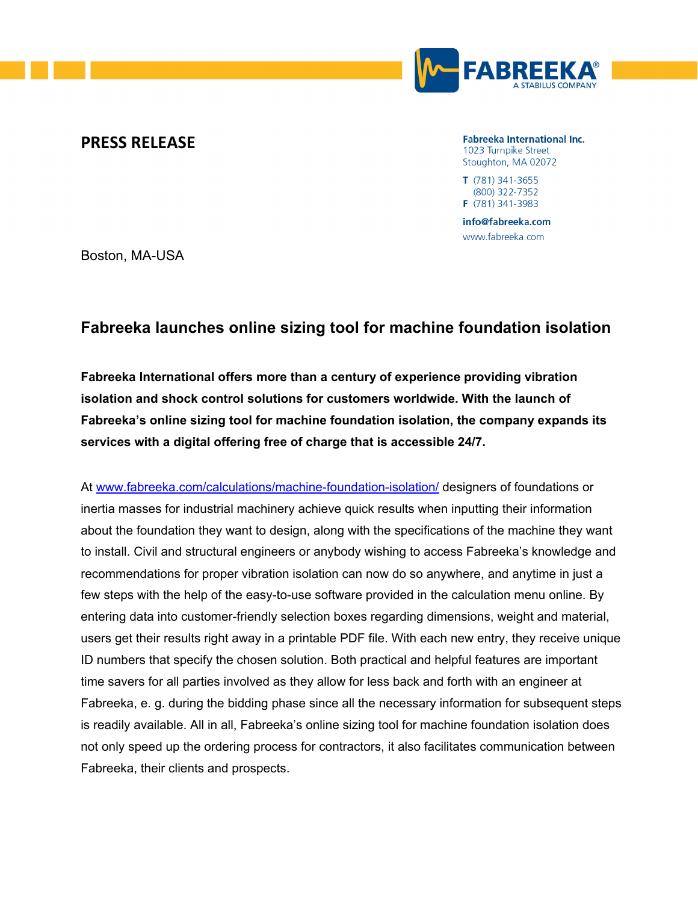FABREEKA®
A STABILUS COMPANY

**PRESS RELEASE**

**Fabreeka International Inc.**
1023 Turnpike Street
Stoughton, MA 02072

**T** (781) 341-3655
(800) 322-7352
**F** (781) 341-3983

**info@fabreeka.com**
www.fabreeka.com

Boston, MA-USA

## Fabreeka launches online sizing tool for machine foundation isolation

**Fabreeka International offers more than a century of experience providing vibration isolation and shock control solutions for customers worldwide. With the launch of Fabreeka's online sizing tool for machine foundation isolation, the company expands its services with a digital offering free of charge that is accessible 24/7.**

At [www.fabreeka.com/calculations/machine-foundation-isolation/](www.fabreeka.com/calculations/machine-foundation-isolation/) designers of foundations or inertia masses for industrial machinery achieve quick results when inputting their information about the foundation they want to design, along with the specifications of the machine they want to install. Civil and structural engineers or anybody wishing to access Fabreeka's knowledge and recommendations for proper vibration isolation can now do so anywhere, and anytime in just a few steps with the help of the easy-to-use software provided in the calculation menu online. By entering data into customer-friendly selection boxes regarding dimensions, weight and material, users get their results right away in a printable PDF file. With each new entry, they receive unique ID numbers that specify the chosen solution. Both practical and helpful features are important time savers for all parties involved as they allow for less back and forth with an engineer at Fabreeka, e. g. during the bidding phase since all the necessary information for subsequent steps is readily available. All in all, Fabreeka's online sizing tool for machine foundation isolation does not only speed up the ordering process for contractors, it also facilitates communication between Fabreeka, their clients and prospects.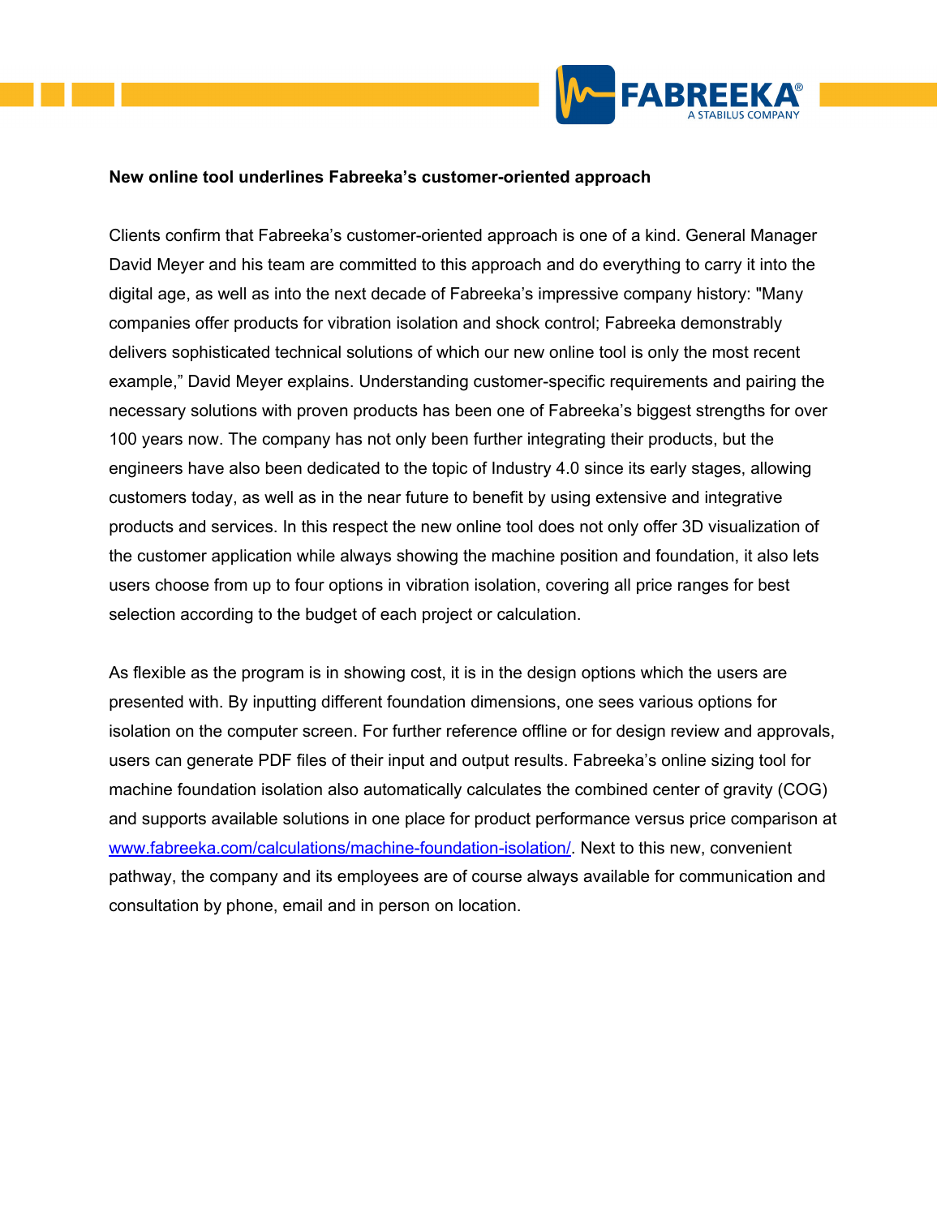**New online tool underlines Fabreeka's customer-oriented approach**

Clients confirm that Fabreeka's customer-oriented approach is one of a kind. General Manager David Meyer and his team are committed to this approach and do everything to carry it into the digital age, as well as into the next decade of Fabreeka's impressive company history: "Many companies offer products for vibration isolation and shock control; Fabreeka demonstrably delivers sophisticated technical solutions of which our new online tool is only the most recent example," David Meyer explains. Understanding customer-specific requirements and pairing the necessary solutions with proven products has been one of Fabreeka's biggest strengths for over 100 years now. The company has not only been further integrating their products, but the engineers have also been dedicated to the topic of Industry 4.0 since its early stages, allowing customers today, as well as in the near future to benefit by using extensive and integrative products and services. In this respect the new online tool does not only offer 3D visualization of the customer application while always showing the machine position and foundation, it also lets users choose from up to four options in vibration isolation, covering all price ranges for best selection according to the budget of each project or calculation.

As flexible as the program is in showing cost, it is in the design options which the users are presented with. By inputting different foundation dimensions, one sees various options for isolation on the computer screen. For further reference offline or for design review and approvals, users can generate PDF files of their input and output results. Fabreeka's online sizing tool for machine foundation isolation also automatically calculates the combined center of gravity (COG) and supports available solutions in one place for product performance versus price comparison at www.fabreeka.com/calculations/machine-foundation-isolation/. Next to this new, convenient pathway, the company and its employees are of course always available for communication and consultation by phone, email and in person on location.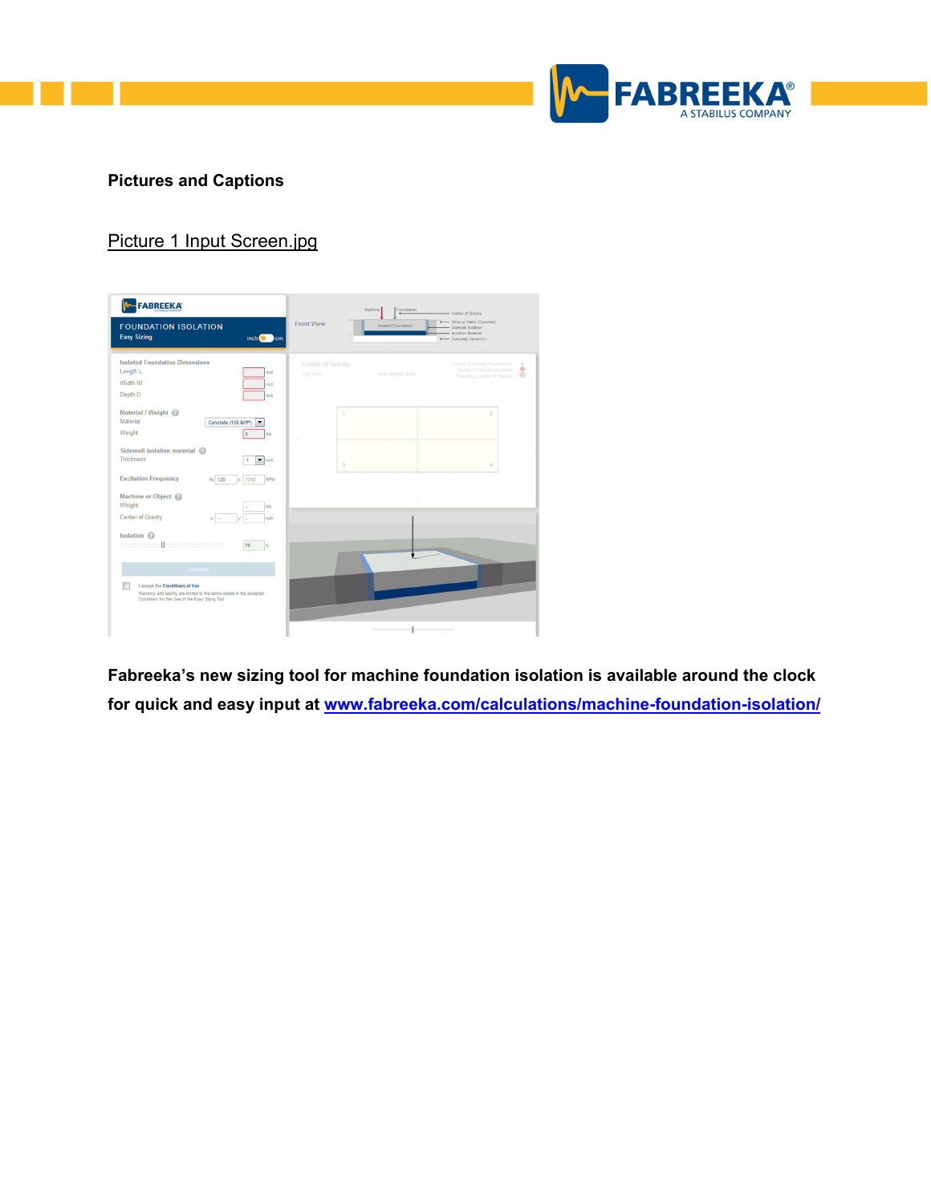**Pictures and Captions**

Picture 1 Input Screen.jpg

**Fabreeka's new sizing tool for machine foundation isolation is available around the clock for quick and easy input at [www.fabreeka.com/calculations/machine-foundation-isolation/](www.fabreeka.com/calculations/machine-foundation-isolation/)**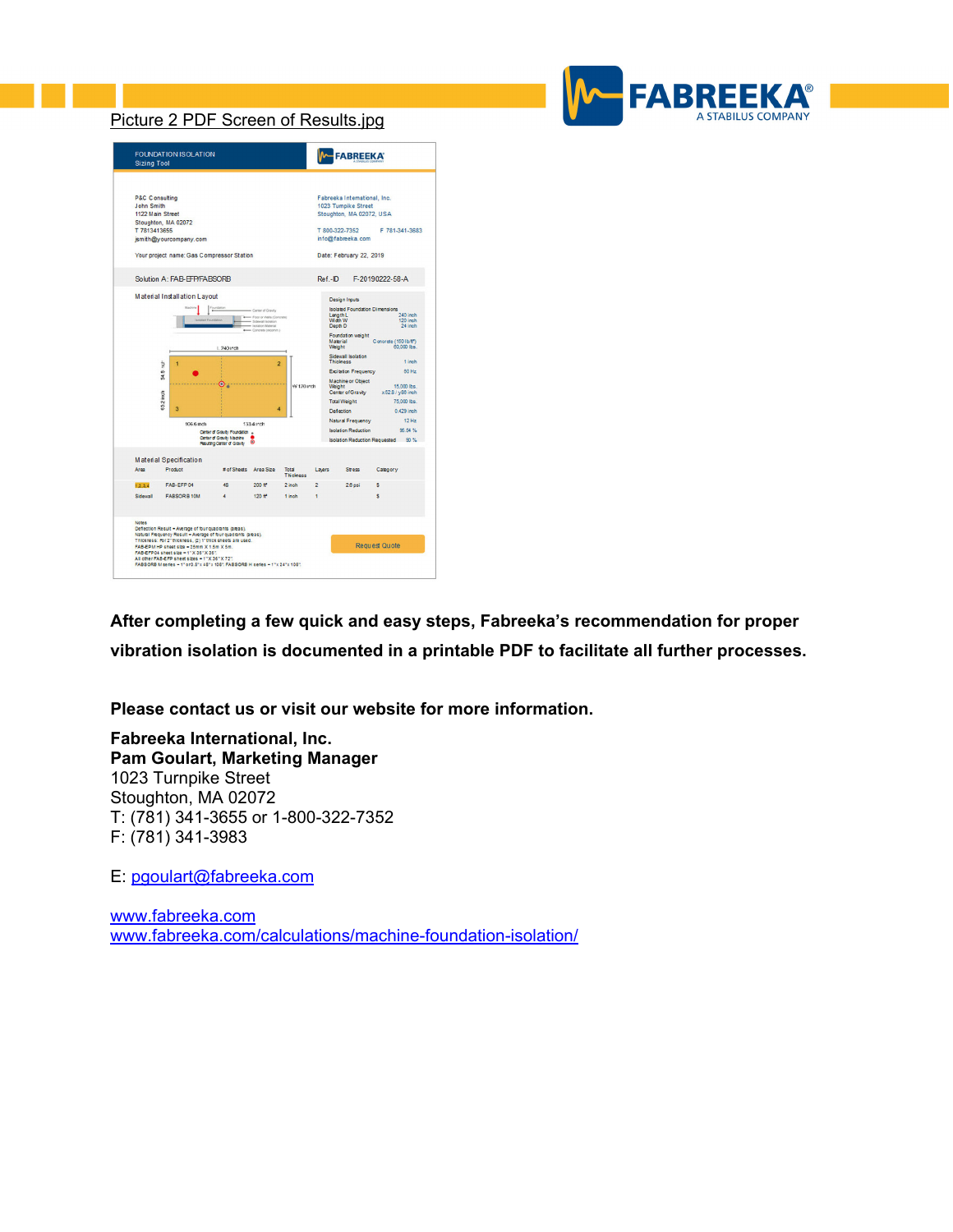Picture 2 PDF Screen of Results.jpg

**After completing a few quick and easy steps, Fabreeka's recommendation for proper vibration isolation is documented in a printable PDF to facilitate all further processes.**

**Please contact us or visit our website for more information.**

**Fabreeka International, Inc.**
**Pam Goulart, Marketing Manager**
1023 Turnpike Street
Stoughton, MA 02072
T: (781) 341-3655 or 1-800-322-7352
F: (781) 341-3983

E: pgoulart@fabreeka.com

www.fabreeka.com
www.fabreeka.com/calculations/machine-foundation-isolation/